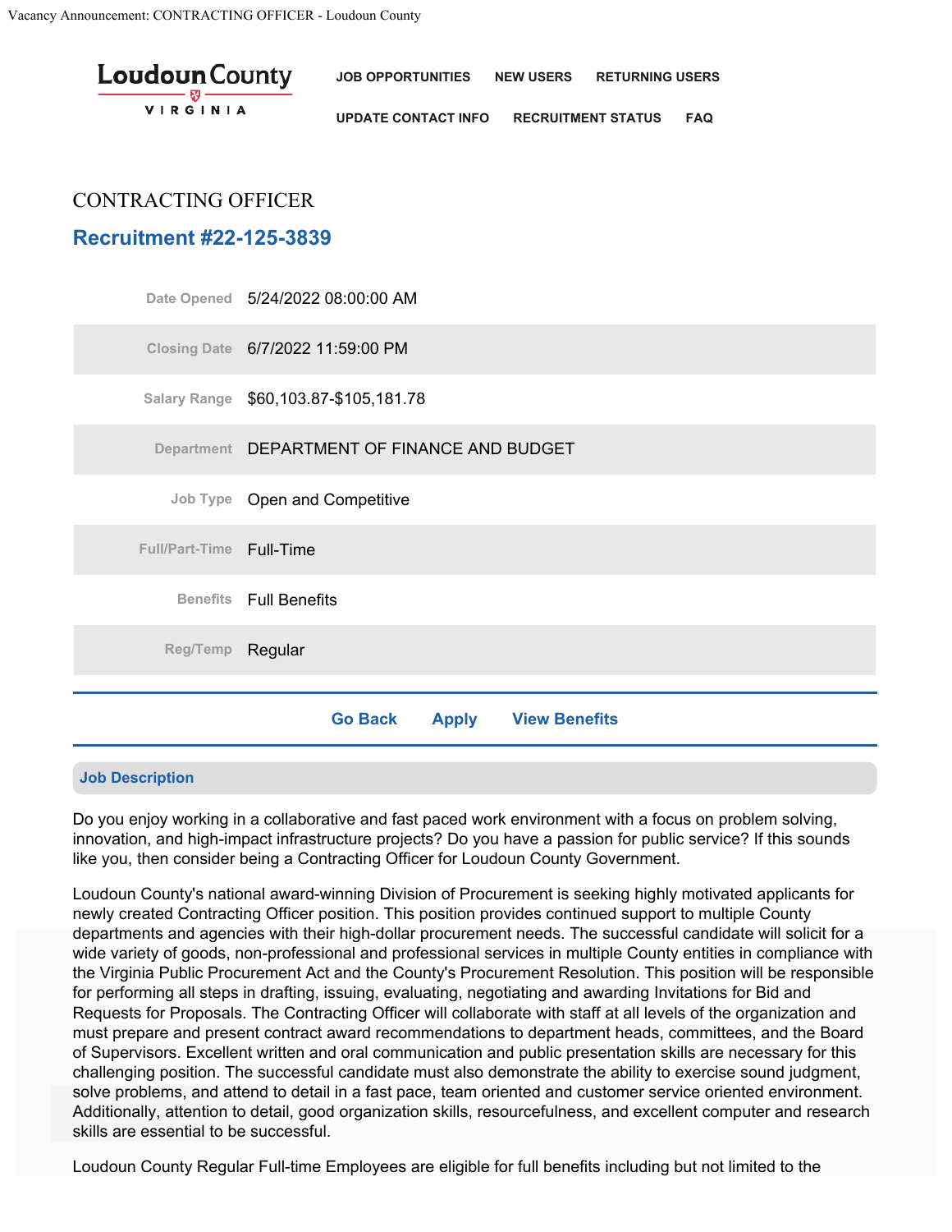# CONTRACTING OFFICER

## Recruitment #22-125-3839

| | |
|---|---|
| Date Opened | 5/24/2022 08:00:00 AM |
| Closing Date | 6/7/2022 11:59:00 PM |
| Salary Range | $60,103.87-$105,181.78 |
| Department | DEPARTMENT OF FINANCE AND BUDGET |
| Job Type | Open and Competitive |
| Full/Part-Time | Full-Time |
| Benefits | Full Benefits |
| Reg/Temp | Regular |

Go Back    Apply    View Benefits

### Job Description

Do you enjoy working in a collaborative and fast paced work environment with a focus on problem solving, innovation, and high-impact infrastructure projects? Do you have a passion for public service? If this sounds like you, then consider being a Contracting Officer for Loudoun County Government.

Loudoun County's national award-winning Division of Procurement is seeking highly motivated applicants for newly created Contracting Officer position. This position provides continued support to multiple County departments and agencies with their high-dollar procurement needs. The successful candidate will solicit for a wide variety of goods, non-professional and professional services in multiple County entities in compliance with the Virginia Public Procurement Act and the County's Procurement Resolution. This position will be responsible for performing all steps in drafting, issuing, evaluating, negotiating and awarding Invitations for Bid and Requests for Proposals. The Contracting Officer will collaborate with staff at all levels of the organization and must prepare and present contract award recommendations to department heads, committees, and the Board of Supervisors. Excellent written and oral communication and public presentation skills are necessary for this challenging position. The successful candidate must also demonstrate the ability to exercise sound judgment, solve problems, and attend to detail in a fast pace, team oriented and customer service oriented environment. Additionally, attention to detail, good organization skills, resourcefulness, and excellent computer and research skills are essential to be successful.

Loudoun County Regular Full-time Employees are eligible for full benefits including but not limited to the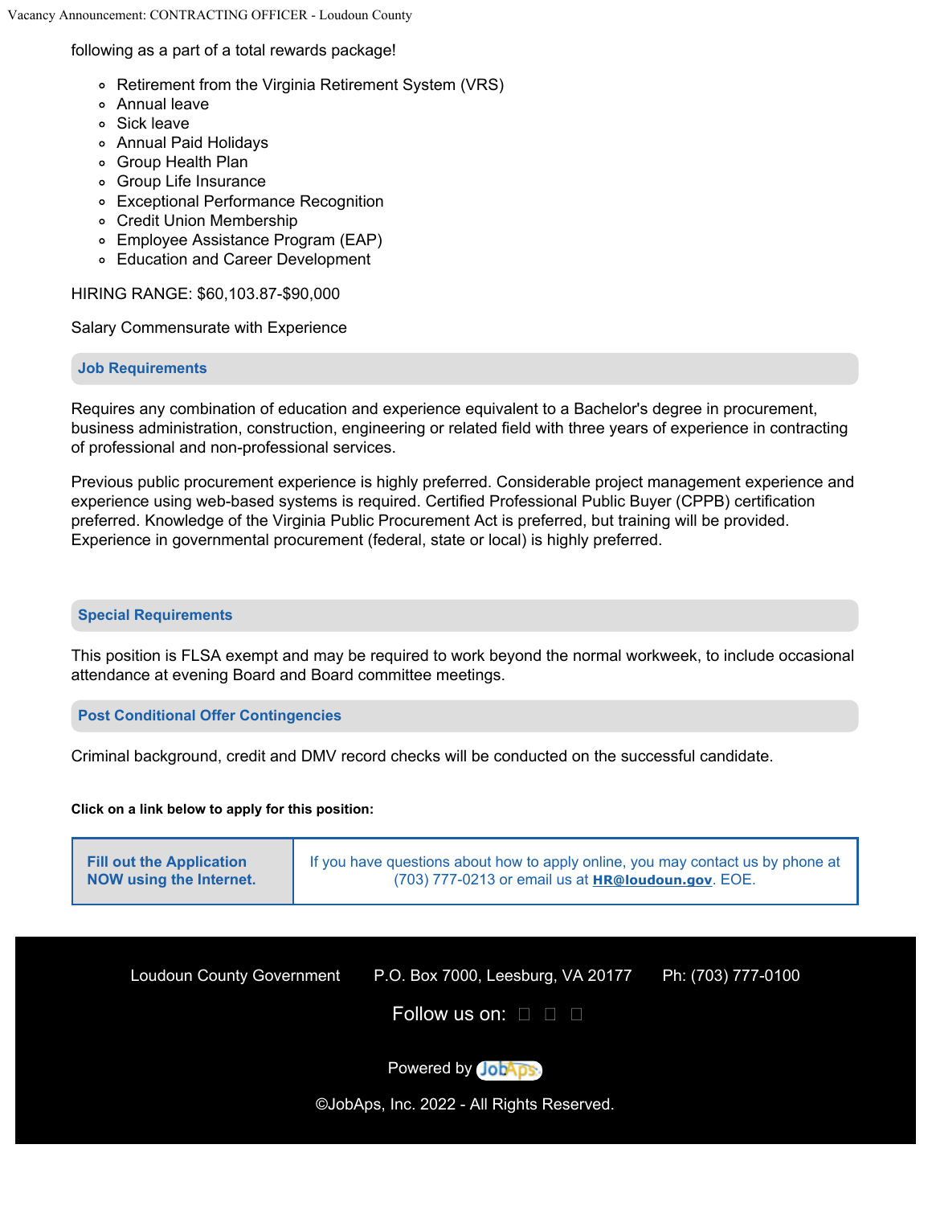following as a part of a total rewards package!

- Retirement from the Virginia Retirement System (VRS)
- Annual leave
- Sick leave
- Annual Paid Holidays
- Group Health Plan
- Group Life Insurance
- Exceptional Performance Recognition
- Credit Union Membership
- Employee Assistance Program (EAP)
- Education and Career Development

HIRING RANGE: $60,103.87-$90,000

Salary Commensurate with Experience

## Job Requirements

Requires any combination of education and experience equivalent to a Bachelor's degree in procurement, business administration, construction, engineering or related field with three years of experience in contracting of professional and non-professional services.

Previous public procurement experience is highly preferred. Considerable project management experience and experience using web-based systems is required. Certified Professional Public Buyer (CPPB) certification preferred. Knowledge of the Virginia Public Procurement Act is preferred, but training will be provided. Experience in governmental procurement (federal, state or local) is highly preferred.

## Special Requirements

This position is FLSA exempt and may be required to work beyond the normal workweek, to include occasional attendance at evening Board and Board committee meetings.

## Post Conditional Offer Contingencies

Criminal background, credit and DMV record checks will be conducted on the successful candidate.

**Click on a link below to apply for this position:**

| | |
|---|---|
| **Fill out the Application NOW using the Internet.** | If you have questions about how to apply online, you may contact us by phone at (703) 777-0213 or email us at **HR@loudoun.gov**. EOE. |

Loudoun County Government    P.O. Box 7000, Leesburg, VA 20177    Ph: (703) 777-0100

Follow us on:

Powered by JobAps

©JobAps, Inc. 2022 - All Rights Reserved.